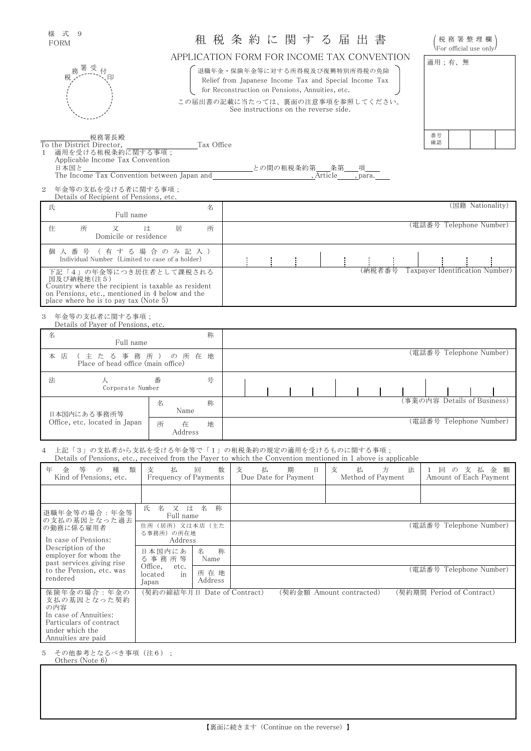様式 9
FORM

# 租税条約に関する届出書

## APPLICATION FORM FOR INCOME TAX CONVENTION

（税務署整理欄 For official use only）

| 適用；有、無 |
|---|
| 番号確認 |

税務署受付印

退職年金・保険年金等に対する所得税及び復興特別所得税の免除
Relief from Japanese Income Tax and Special Income Tax for Reconstruction on Pensions, Annuities, etc.

この届出書の記載に当たっては、裏面の注意事項を参照してください。
See instructions on the reverse side.

＿＿＿＿税務署長殿
To the District Director, ＿＿＿＿ Tax Office

1 適用を受ける租税条約に関する事項；
Applicable Income Tax Convention
日本国と＿＿＿＿との間の租税条約第＿条第＿項＿
The Income Tax Convention between Japan and ＿＿＿＿, Article＿, para.＿

2 年金等の支払を受ける者に関する事項；
Details of Recipient of Pensions, etc.

| 項目 | 記入欄 |
|---|---|
| 氏名 Full name | （国籍 Nationality） |
| 住所又は居所 Domicile or residence | （電話番号 Telephone Number） |
| 個人番号（有する場合のみ記入） Individual Number (Limited to case of a holder) | |
| 下記「4」の年金等につき居住者として課税される国及び納税地（注5） Country where the recipient is taxable as resident on Pensions, etc., mentioned in 4 below and the place where he is to pay tax (Note 5) | （納税者番号 Taxpayer Identification Number） |

3 年金等の支払者に関する事項；
Details of Payer of Pensions, etc.

| 項目 | | 記入欄 |
|---|---|---|
| 名称 Full name | | |
| 本店（主たる事務所）の所在地 Place of head office (main office) | | （電話番号 Telephone Number） |
| 法人番号 Corporate Number | | |
| 日本国内にある事務所等 Office, etc. located in Japan | 名称 Name | （事業の内容 Details of Business） |
| | 所在地 Address | （電話番号 Telephone Number） |

4 上記「3」の支払者から支払を受ける年金等で「1」の租税条約の規定の適用を受けるものに関する事項；
Details of Pensions, etc., received from the Payer to which the Convention mentioned in 1 above is applicable

| 年金等の種類 Kind of Pensions, etc. | 支払回数 Frequency of Payments | 支払期日 Due Date for Payment | 支払方法 Method of Payment | 1回の支払金額 Amount of Each Payment |
|---|---|---|---|---|
| | | | | |

| 項目 | | | 記入欄 |
|---|---|---|---|
| 退職年金等の場合：年金等の支払の基因となった過去の勤務に係る雇用者 In case of Pensions: Description of the employer for whom the past services giving rise to the Pension, etc. was rendered | 氏名又は名称 Full name | | |
| | 住所（居所）又は本店（主たる事務所）の所在地 Address | | （電話番号 Telephone Number） |
| | 日本国内にある事務所等 Office, etc. located in Japan | 名称 Name | |
| | | 所在地 Address | （電話番号 Telephone Number） |
| 保険年金の場合：年金の支払の基因となった契約の内容 In case of Annuities: Particulars of contract under which the Annuities are paid | （契約の締結年月日 Date of Contract） | （契約金額 Amount contracted） | （契約期間 Period of Contract） |

5 その他参考となるべき事項（注6）；
Others (Note 6)

【裏面に続きます (Continue on the reverse) 】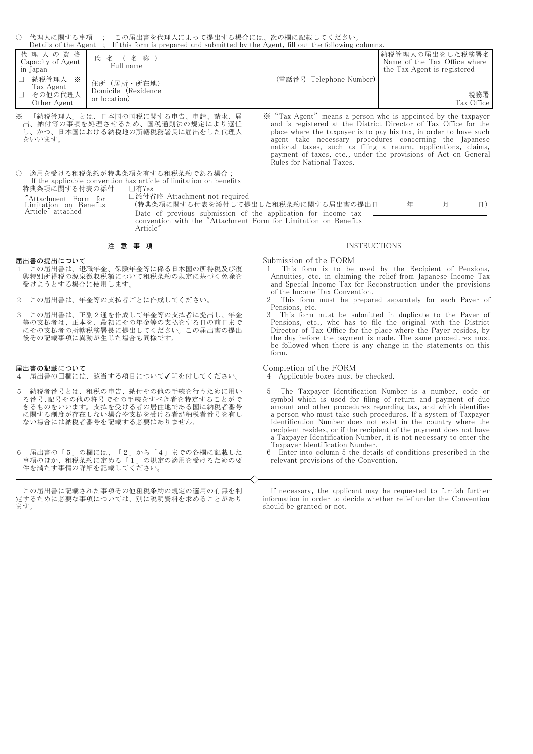○ 代理人に関する事項 ； この届出書を代理人によって提出する場合には、次の欄に記載してください。
Details of the Agent ; If this form is prepared and submitted by the Agent, fill out the following columns.

| 代理人の資格<br>Capacity of Agent in Japan | 氏名（名称）<br>Full name | | 納税管理人の届出をした税務署名<br>Name of the Tax Office where the Tax Agent is registered |
|---|---|---|---|
| □ 納税管理人 ※<br>Tax Agent<br>□ その他の代理人<br>Other Agent | 住所（居所・所在地）<br>Domicile (Residence or location) | （電話番号 Telephone Number） | 税務署<br>Tax Office |

※ 「納税管理人」とは、日本国の国税に関する申告、申請、請求、届出、納付等の事項を処理させるため、国税通則法の規定により選任し、かつ、日本国における納税地の所轄税務署長に届出をした代理人をいいます。

※ "Tax Agent" means a person who is appointed by the taxpayer and is registered at the District Director of Tax Office for the place where the taxpayer is to pay his tax, in order to have such agent take necessary procedures concerning the Japanese national taxes, such as filing a return, applications, claims, payment of taxes, etc., under the provisions of Act on General Rules for National Taxes.

○ 適用を受ける租税条約が特典条項を有する租税条約である場合；
If the applicable convention has article of limitation on benefits

特典条項に関する付表の添付
"Attachment Form for Limitation on Benefits Article" attached

□有Yes
□添付省略 Attachment not required
（特典条項に関する付表を添付して提出した租税条約に関する届出書の提出日 年 月 日）
Date of previous submission of the application for income tax convention with the "Attachment Form for Limitation on Benefits Article"

## 注意事項

### 届出書の提出について

1 この届出書は、退職年金、保険年金等に係る日本国の所得税及び復興特別所得税の源泉徴収税額について租税条約の規定に基づく免除を受けようとする場合に使用します。

2 この届出書は、年金等の支払者ごとに作成してください。

3 この届出書は、正副２通を作成して年金等の支払者に提出し、年金等の支払者は、正本を、最初にその年金等の支払をする日の前日までにその支払者の所轄税務署長に提出してください。この届出書の提出後その記載事項に異動が生じた場合も同様です。

### 届出書の記載について

4 届出書の□欄には、該当する項目について✓印を付してください。

5 納税者番号とは、租税の申告、納付その他の手続を行うために用いる番号、記号その他の符号でその手続をすべき者を特定することができるものをいいます。支払を受ける者の居住地である国に納税者番号に関する制度が存在しない場合や支払を受ける者が納税者番号を有しない場合には納税者番号を記載する必要はありません。

6 届出書の「５」の欄には、「２」から「４」までの各欄に記載した事項のほか、租税条約に定める「１」の規定の適用を受けるための要件を満たす事情の詳細を記載してください。

この届出書に記載された事項その他租税条約の規定の適用の有無を判定するために必要な事項については、別に説明資料を求めることがあります。

## INSTRUCTIONS

### Submission of the FORM

1 This form is to be used by the Recipient of Pensions, Annuities, etc. in claiming the relief from Japanese Income Tax and Special Income Tax for Reconstruction under the provisions of the Income Tax Convention.

2 This form must be prepared separately for each Payer of Pensions, etc.

3 This form must be submitted in duplicate to the Payer of Pensions, etc., who has to file the original with the District Director of Tax Office for the place where the Payer resides, by the day before the payment is made. The same procedures must be followed when there is any change in the statements on this form.

### Completion of the FORM

4 Applicable boxes must be checked.

5 The Taxpayer Identification Number is a number, code or symbol which is used for filing of return and payment of due amount and other procedures regarding tax, and which identifies a person who must take such procedures. If a system of Taxpayer Identification Number does not exist in the country where the recipient resides, or if the recipient of the payment does not have a Taxpayer Identification Number, it is not necessary to enter the Taxpayer Identification Number.

6 Enter into column 5 the details of conditions prescribed in the relevant provisions of the Convention.

If necessary, the applicant may be requested to furnish further information in order to decide whether relief under the Convention should be granted or not.